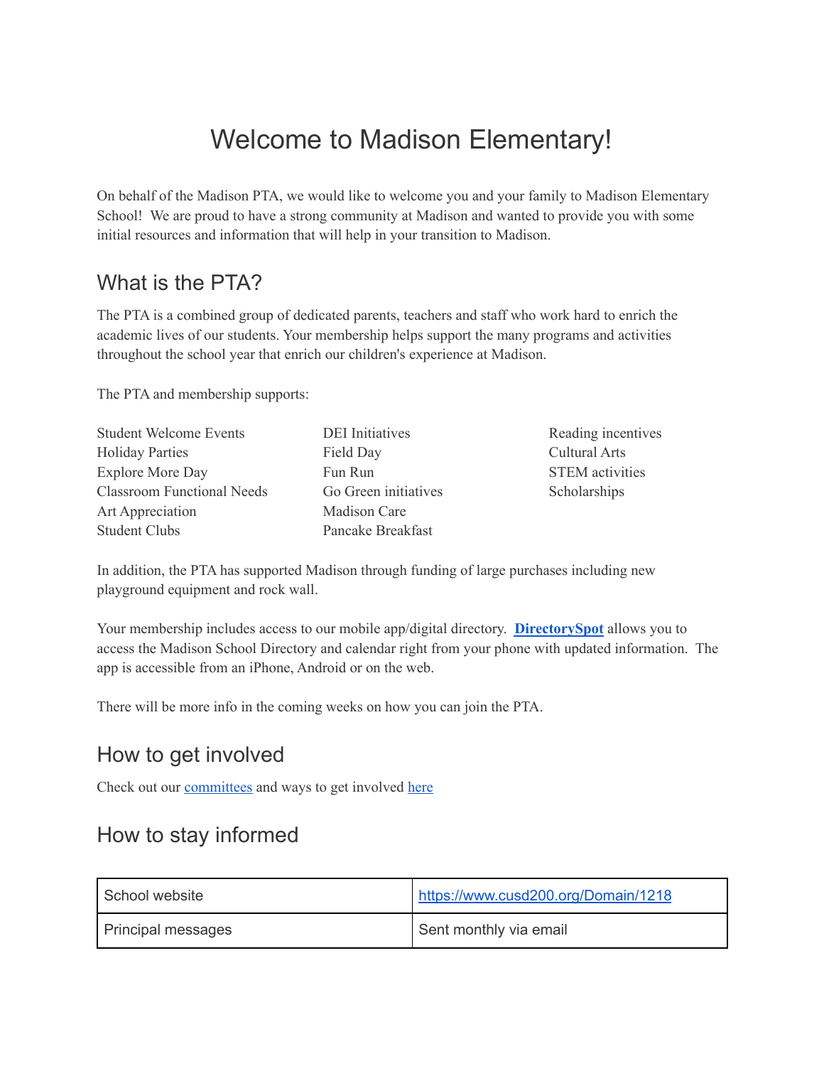# Welcome to Madison Elementary!

On behalf of the Madison PTA, we would like to welcome you and your family to Madison Elementary School! We are proud to have a strong community at Madison and wanted to provide you with some initial resources and information that will help in your transition to Madison.

## What is the PTA?

The PTA is a combined group of dedicated parents, teachers and staff who work hard to enrich the academic lives of our students. Your membership helps support the many programs and activities throughout the school year that enrich our children's experience at Madison.

The PTA and membership supports:

- Student Welcome Events
- Holiday Parties
- Explore More Day
- Classroom Functional Needs
- Art Appreciation
- Student Clubs
- DEI Initiatives
- Field Day
- Fun Run
- Go Green initiatives
- Madison Care
- Pancake Breakfast
- Reading incentives
- Cultural Arts
- STEM activities
- Scholarships

In addition, the PTA has supported Madison through funding of large purchases including new playground equipment and rock wall.

Your membership includes access to our mobile app/digital directory. **DirectorySpot** allows you to access the Madison School Directory and calendar right from your phone with updated information. The app is accessible from an iPhone, Android or on the web.

There will be more info in the coming weeks on how you can join the PTA.

## How to get involved

Check out our committees and ways to get involved here

## How to stay informed

| School website | https://www.cusd200.org/Domain/1218 |
|---|---|
| Principal messages | Sent monthly via email |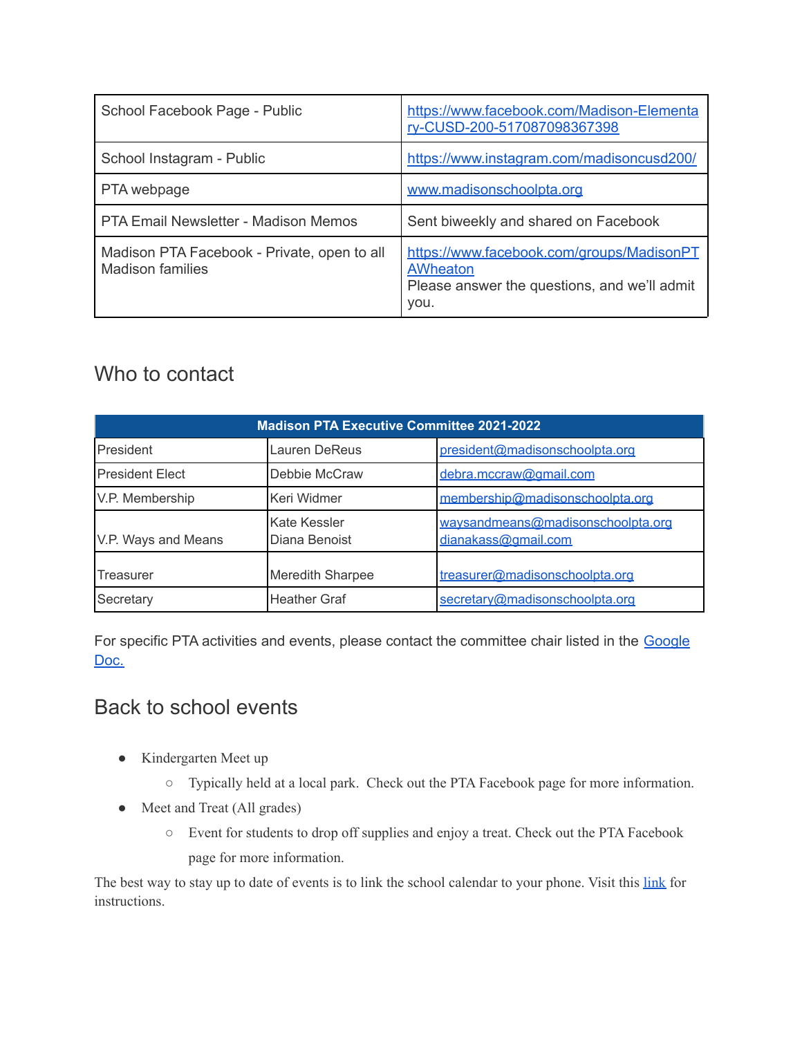| | |
|---|---|
| School Facebook Page - Public | https://www.facebook.com/Madison-Elementary-CUSD-200-517087098367398 |
| School Instagram - Public | https://www.instagram.com/madisoncusd200/ |
| PTA webpage | www.madisonschoolpta.org |
| PTA Email Newsletter - Madison Memos | Sent biweekly and shared on Facebook |
| Madison PTA Facebook - Private, open to all Madison families | https://www.facebook.com/groups/MadisonPTAWheaton Please answer the questions, and we'll admit you. |

## Who to contact

| Madison PTA Executive Committee 2021-2022 | | |
|---|---|---|
| President | Lauren DeReus | president@madisonschoolpta.org |
| President Elect | Debbie McCraw | debra.mccraw@gmail.com |
| V.P. Membership | Keri Widmer | membership@madisonschoolpta.org |
| V.P. Ways and Means | Kate Kessler<br>Diana Benoist | waysandmeans@madisonschoolpta.org<br>dianakass@gmail.com |
| Treasurer | Meredith Sharpee | treasurer@madisonschoolpta.org |
| Secretary | Heather Graf | secretary@madisonschoolpta.org |

For specific PTA activities and events, please contact the committee chair listed in the Google Doc.

## Back to school events

- Kindergarten Meet up
  - Typically held at a local park. Check out the PTA Facebook page for more information.
- Meet and Treat (All grades)
  - Event for students to drop off supplies and enjoy a treat. Check out the PTA Facebook page for more information.

The best way to stay up to date of events is to link the school calendar to your phone. Visit this link for instructions.